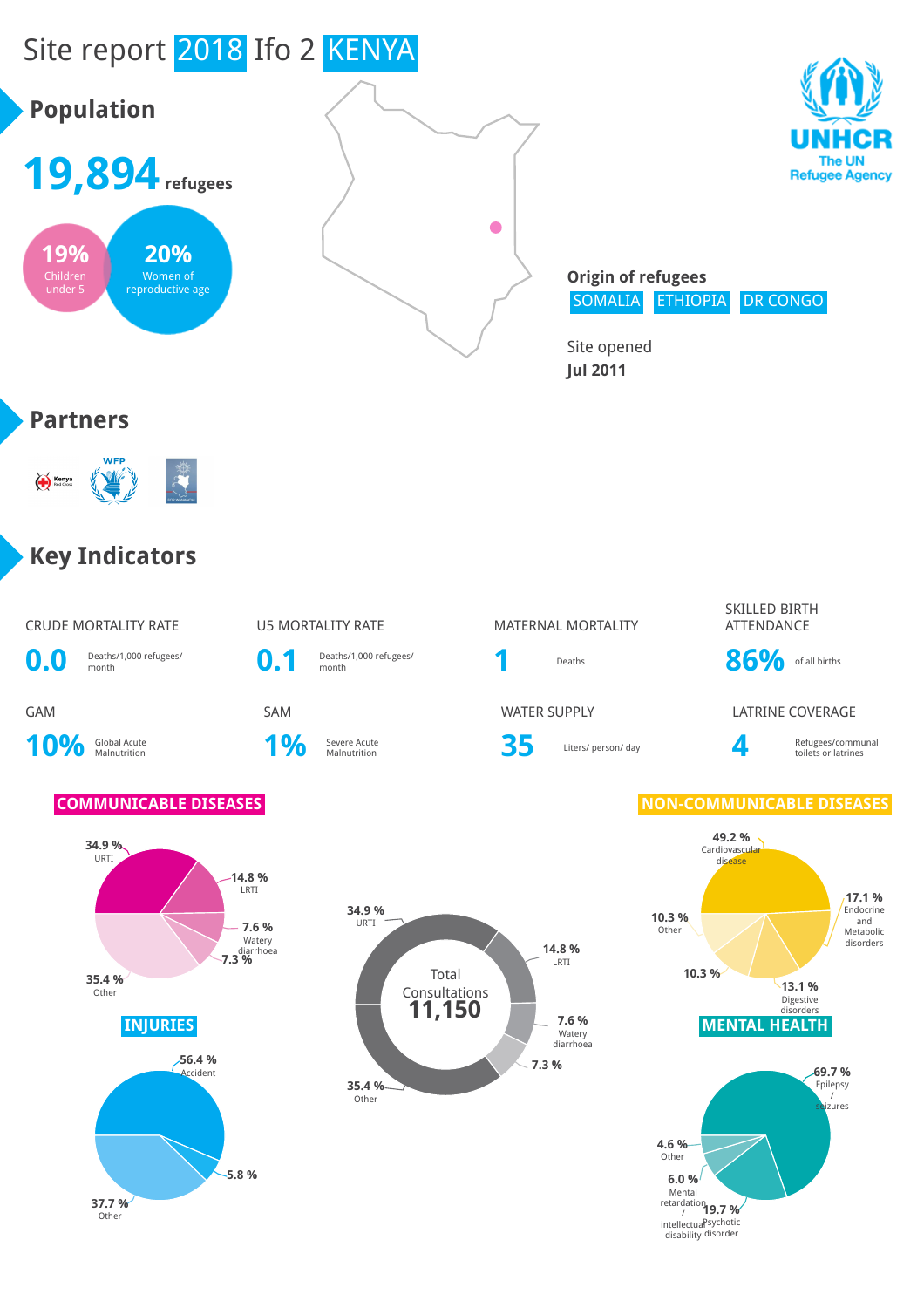# Site report 2018 Ifo 2 KENYA

## Population

**19,894** refugees

**19%** Children under 5

**20%** Women of reproductive age

**Origin of refugees**

SOMALIA ETHIOPIA DR CONGO

Site opened

**Jul 2011**

## Partners

## Key Indicators

| CRUDE MORTALITY RATE | U5 MORTALITY RATE | MATERNAL MORTALITY | SKILLED BIRTH ATTENDANCE |
|---|---|---|---|
| **0.0** Deaths/1,000 refugees/ month | **0.1** Deaths/1,000 refugees/ month | **1** Deaths | **86%** of all births |

| GAM | SAM | WATER SUPPLY | LATRINE COVERAGE |
|---|---|---|---|
| **10%** Global Acute Malnutrition | **1%** Severe Acute Malnutrition | **35** Liters/ person/ day | **4** Refugees/communal toilets or latrines |

### COMMUNICABLE DISEASES

- 34.9 % URTI
- 14.8 % LRTI
- 7.6 % Watery diarrhoea
- 7.3 %
- 35.4 % Other

Total Consultations **11,150**

### NON-COMMUNICABLE DISEASES

- 49.2 % Cardiovascular disease
- 17.1 % Endocrine and Metabolic disorders
- 13.1 % Digestive disorders
- 10.3 %
- 10.3 % Other

### INJURIES

- 56.4 % Accident
- 5.8 %
- 37.7 % Other

### MENTAL HEALTH

- 69.7 % Epilepsy / seizures
- 19.7 % Psychotic disorder
- 6.0 % Mental retardation / intellectual disability
- 4.6 % Other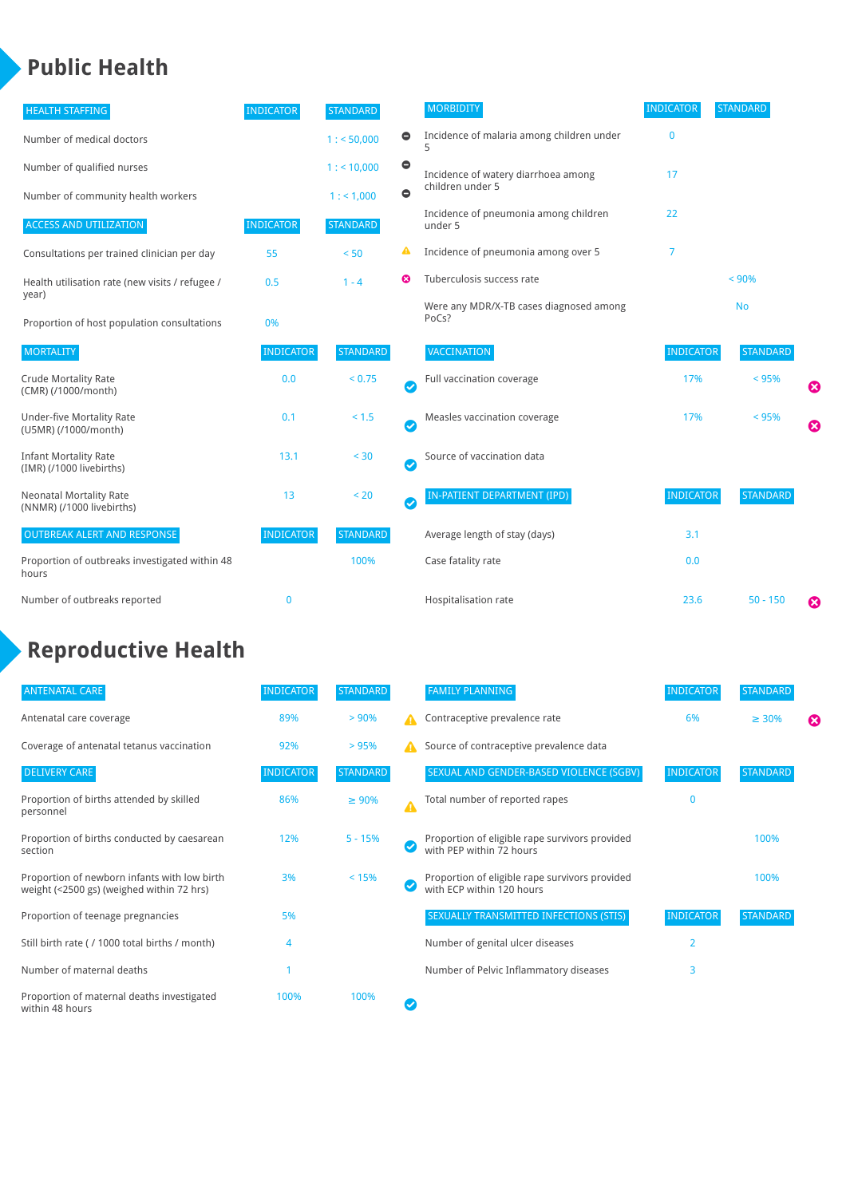# Public Health

| HEALTH STAFFING | INDICATOR | STANDARD |
|---|---|---|
| Number of medical doctors | | 1 : < 50,000 |
| Number of qualified nurses | | 1 : < 10,000 |
| Number of community health workers | | 1 : < 1,000 |

| ACCESS AND UTILIZATION | INDICATOR | STANDARD |
|---|---|---|
| Consultations per trained clinician per day | 55 | < 50 |
| Health utilisation rate (new visits / refugee / year) | 0.5 | 1 - 4 |
| Proportion of host population consultations | 0% | |

| MORTALITY | INDICATOR | STANDARD |
|---|---|---|
| Crude Mortality Rate (CMR) (/1000/month) | 0.0 | < 0.75 |
| Under-five Mortality Rate (U5MR) (/1000/month) | 0.1 | < 1.5 |
| Infant Mortality Rate (IMR) (/1000 livebirths) | 13.1 | < 30 |
| Neonatal Mortality Rate (NNMR) (/1000 livebirths) | 13 | < 20 |

| OUTBREAK ALERT AND RESPONSE | INDICATOR | STANDARD |
|---|---|---|
| Proportion of outbreaks investigated within 48 hours | | 100% |
| Number of outbreaks reported | 0 | |

| MORBIDITY | INDICATOR | STANDARD |
|---|---|---|
| Incidence of malaria among children under 5 | 0 | |
| Incidence of watery diarrhoea among children under 5 | 17 | |
| Incidence of pneumonia among children under 5 | 22 | |
| Incidence of pneumonia among over 5 | 7 | |
| Tuberculosis success rate | | < 90% |
| Were any MDR/X-TB cases diagnosed among PoCs? | | No |

| VACCINATION | INDICATOR | STANDARD |
|---|---|---|
| Full vaccination coverage | 17% | < 95% |
| Measles vaccination coverage | 17% | < 95% |
| Source of vaccination data | | |

| IN-PATIENT DEPARTMENT (IPD) | INDICATOR | STANDARD |
|---|---|---|
| Average length of stay (days) | 3.1 | |
| Case fatality rate | 0.0 | |
| Hospitalisation rate | 23.6 | 50 - 150 |

# Reproductive Health

| ANTENATAL CARE | INDICATOR | STANDARD |
|---|---|---|
| Antenatal care coverage | 89% | > 90% |
| Coverage of antenatal tetanus vaccination | 92% | > 95% |

| DELIVERY CARE | INDICATOR | STANDARD |
|---|---|---|
| Proportion of births attended by skilled personnel | 86% | ≥ 90% |
| Proportion of births conducted by caesarean section | 12% | 5 - 15% |
| Proportion of newborn infants with low birth weight (<2500 gs) (weighed within 72 hrs) | 3% | < 15% |
| Proportion of teenage pregnancies | 5% | |
| Still birth rate ( / 1000 total births / month) | 4 | |
| Number of maternal deaths | 1 | |
| Proportion of maternal deaths investigated within 48 hours | 100% | 100% |

| FAMILY PLANNING | INDICATOR | STANDARD |
|---|---|---|
| Contraceptive prevalence rate | 6% | ≥ 30% |
| Source of contraceptive prevalence data | | |

| SEXUAL AND GENDER-BASED VIOLENCE (SGBV) | INDICATOR | STANDARD |
|---|---|---|
| Total number of reported rapes | 0 | |
| Proportion of eligible rape survivors provided with PEP within 72 hours | | 100% |
| Proportion of eligible rape survivors provided with ECP within 120 hours | | 100% |

| SEXUALLY TRANSMITTED INFECTIONS (STIS) | INDICATOR | STANDARD |
|---|---|---|
| Number of genital ulcer diseases | 2 | |
| Number of Pelvic Inflammatory diseases | 3 | |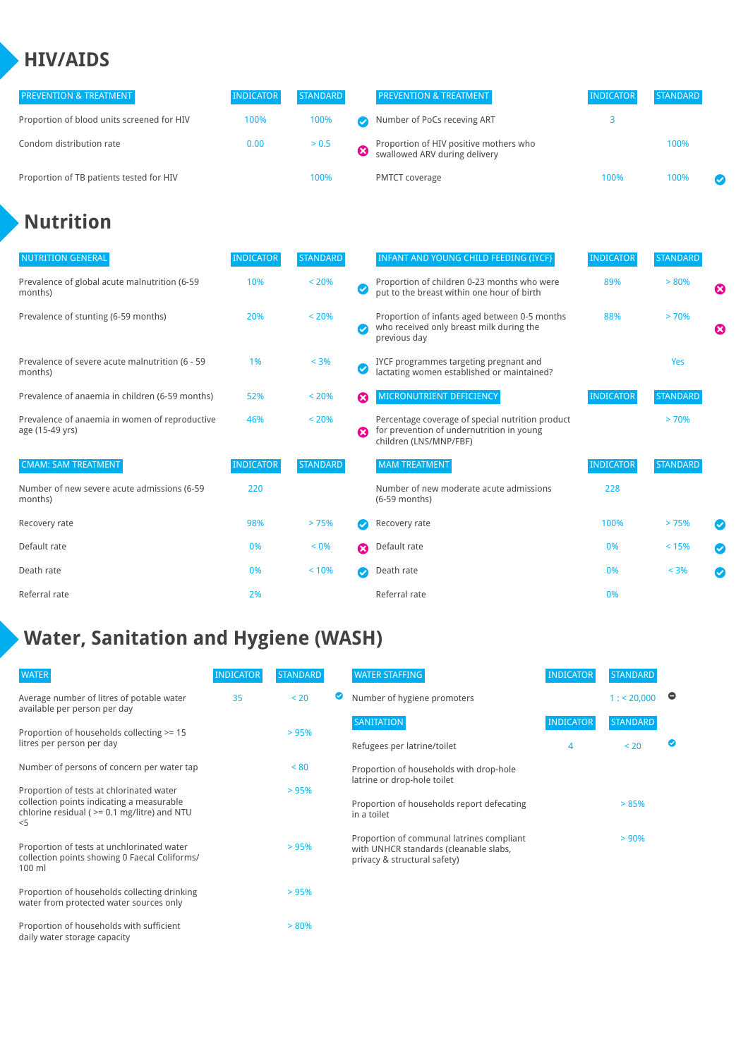# HIV/AIDS

| PREVENTION & TREATMENT | INDICATOR | STANDARD | |
|---|---|---|---|
| Proportion of blood units screened for HIV | 100% | 100% | ✔ |
| Condom distribution rate | 0.00 | > 0.5 | ✖ |
| Proportion of TB patients tested for HIV | | 100% | |

| PREVENTION & TREATMENT | INDICATOR | STANDARD | |
|---|---|---|---|
| Number of PoCs receving ART | 3 | | |
| Proportion of HIV positive mothers who swallowed ARV during delivery | | 100% | |
| PMTCT coverage | 100% | 100% | ✔ |

# Nutrition

| NUTRITION GENERAL | INDICATOR | STANDARD | |
|---|---|---|---|
| Prevalence of global acute malnutrition (6-59 months) | 10% | < 20% | ✔ |
| Prevalence of stunting (6-59 months) | 20% | < 20% | ✔ |
| Prevalence of severe acute malnutrition (6 - 59 months) | 1% | < 3% | ✔ |
| Prevalence of anaemia in children (6-59 months) | 52% | < 20% | ✖ |
| Prevalence of anaemia in women of reproductive age (15-49 yrs) | 46% | < 20% | ✖ |

| INFANT AND YOUNG CHILD FEEDING (IYCF) | INDICATOR | STANDARD | |
|---|---|---|---|
| Proportion of children 0-23 months who were put to the breast within one hour of birth | 89% | > 80% | ✖ |
| Proportion of infants aged between 0-5 months who received only breast milk during the previous day | 88% | > 70% | ✖ |
| IYCF programmes targeting pregnant and lactating women established or maintained? | | Yes | |

| MICRONUTRIENT DEFICIENCY | INDICATOR | STANDARD | |
|---|---|---|---|
| Percentage coverage of special nutrition product for prevention of undernutrition in young children (LNS/MNP/FBF) | | > 70% | |

| CMAM: SAM TREATMENT | INDICATOR | STANDARD | |
|---|---|---|---|
| Number of new severe acute admissions (6-59 months) | 220 | | |
| Recovery rate | 98% | > 75% | ✔ |
| Default rate | 0% | < 0% | ✖ |
| Death rate | 0% | < 10% | ✔ |
| Referral rate | 2% | | |

| MAM TREATMENT | INDICATOR | STANDARD | |
|---|---|---|---|
| Number of new moderate acute admissions (6-59 months) | 228 | | |
| Recovery rate | 100% | > 75% | ✔ |
| Default rate | 0% | < 15% | ✔ |
| Death rate | 0% | < 3% | ✔ |
| Referral rate | 0% | | |

# Water, Sanitation and Hygiene (WASH)

| WATER | INDICATOR | STANDARD | |
|---|---|---|---|
| Average number of litres of potable water available per person per day | 35 | < 20 | ✔ |
| Proportion of households collecting >= 15 litres per person per day | | > 95% | |
| Number of persons of concern per water tap | | < 80 | |
| Proportion of tests at chlorinated water collection points indicating a measurable chlorine residual ( >= 0.1 mg/litre) and NTU <5 | | > 95% | |
| Proportion of tests at unchlorinated water collection points showing 0 Faecal Coliforms/ 100 ml | | > 95% | |
| Proportion of households collecting drinking water from protected water sources only | | > 95% | |
| Proportion of households with sufficient daily water storage capacity | | > 80% | |

| WATER STAFFING | INDICATOR | STANDARD | |
|---|---|---|---|
| Number of hygiene promoters | | 1 : < 20,000 | ● |

| SANITATION | INDICATOR | STANDARD | |
|---|---|---|---|
| Refugees per latrine/toilet | 4 | < 20 | ✔ |
| Proportion of households with drop-hole latrine or drop-hole toilet | | | |
| Proportion of households report defecating in a toilet | | > 85% | |
| Proportion of communal latrines compliant with UNHCR standards (cleanable slabs, privacy & structural safety) | | > 90% | |